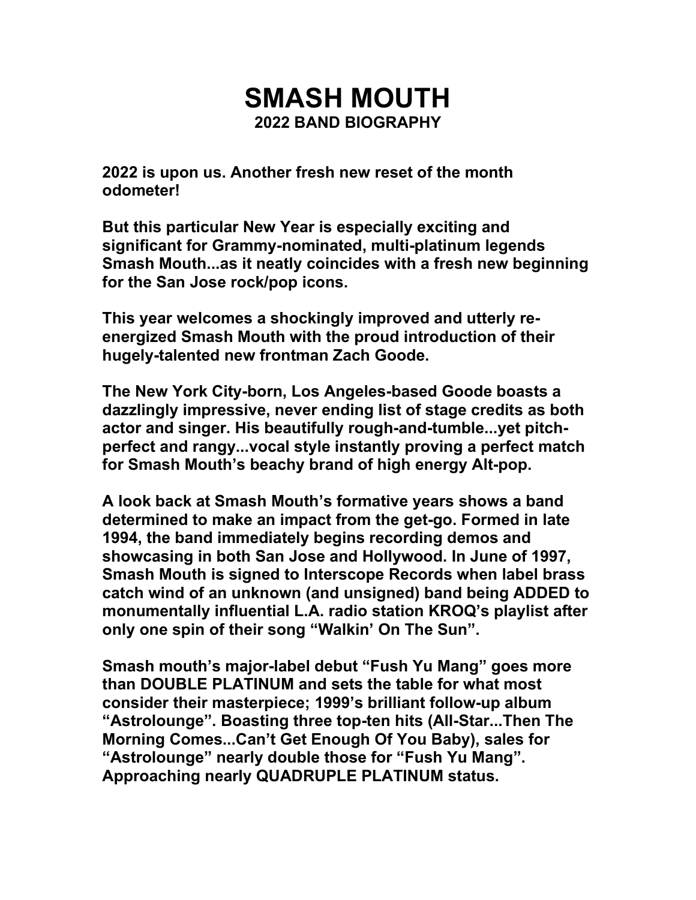# SMASH MOUTH

## 2022 BAND BIOGRAPHY

**2022 is upon us. Another fresh new reset of the month odometer!**

**But this particular New Year is especially exciting and significant for Grammy-nominated, multi-platinum legends Smash Mouth...as it neatly coincides with a fresh new beginning for the San Jose rock/pop icons.**

**This year welcomes a shockingly improved and utterly re-energized Smash Mouth with the proud introduction of their hugely-talented new frontman Zach Goode.**

**The New York City-born, Los Angeles-based Goode boasts a dazzlingly impressive, never ending list of stage credits as both actor and singer. His beautifully rough-and-tumble...yet pitch-perfect and rangy...vocal style instantly proving a perfect match for Smash Mouth's beachy brand of high energy Alt-pop.**

**A look back at Smash Mouth's formative years shows a band determined to make an impact from the get-go. Formed in late 1994, the band immediately begins recording demos and showcasing in both San Jose and Hollywood. In June of 1997, Smash Mouth is signed to Interscope Records when label brass catch wind of an unknown (and unsigned) band being ADDED to monumentally influential L.A. radio station KROQ's playlist after only one spin of their song "Walkin' On The Sun".**

**Smash mouth's major-label debut "Fush Yu Mang" goes more than DOUBLE PLATINUM and sets the table for what most consider their masterpiece; 1999's brilliant follow-up album "Astrolounge". Boasting three top-ten hits (All-Star...Then The Morning Comes...Can't Get Enough Of You Baby), sales for "Astrolounge" nearly double those for "Fush Yu Mang". Approaching nearly QUADRUPLE PLATINUM status.**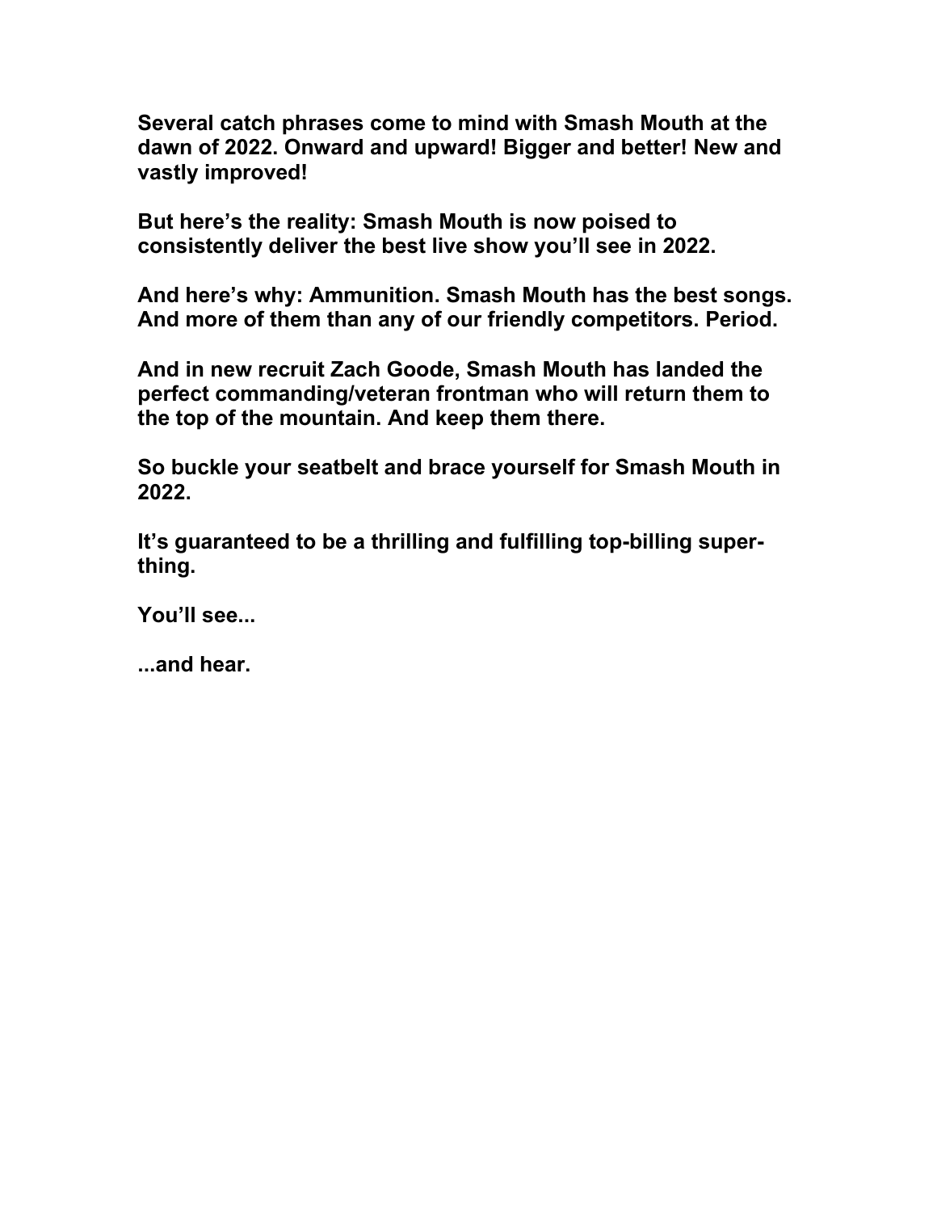**Several catch phrases come to mind with Smash Mouth at the dawn of 2022. Onward and upward! Bigger and better! New and vastly improved!**

**But here's the reality: Smash Mouth is now poised to consistently deliver the best live show you'll see in 2022.**

**And here's why: Ammunition. Smash Mouth has the best songs. And more of them than any of our friendly competitors. Period.**

**And in new recruit Zach Goode, Smash Mouth has landed the perfect commanding/veteran frontman who will return them to the top of the mountain. And keep them there.**

**So buckle your seatbelt and brace yourself for Smash Mouth in 2022.**

**It's guaranteed to be a thrilling and fulfilling top-billing super-thing.**

**You'll see...**

**...and hear.**